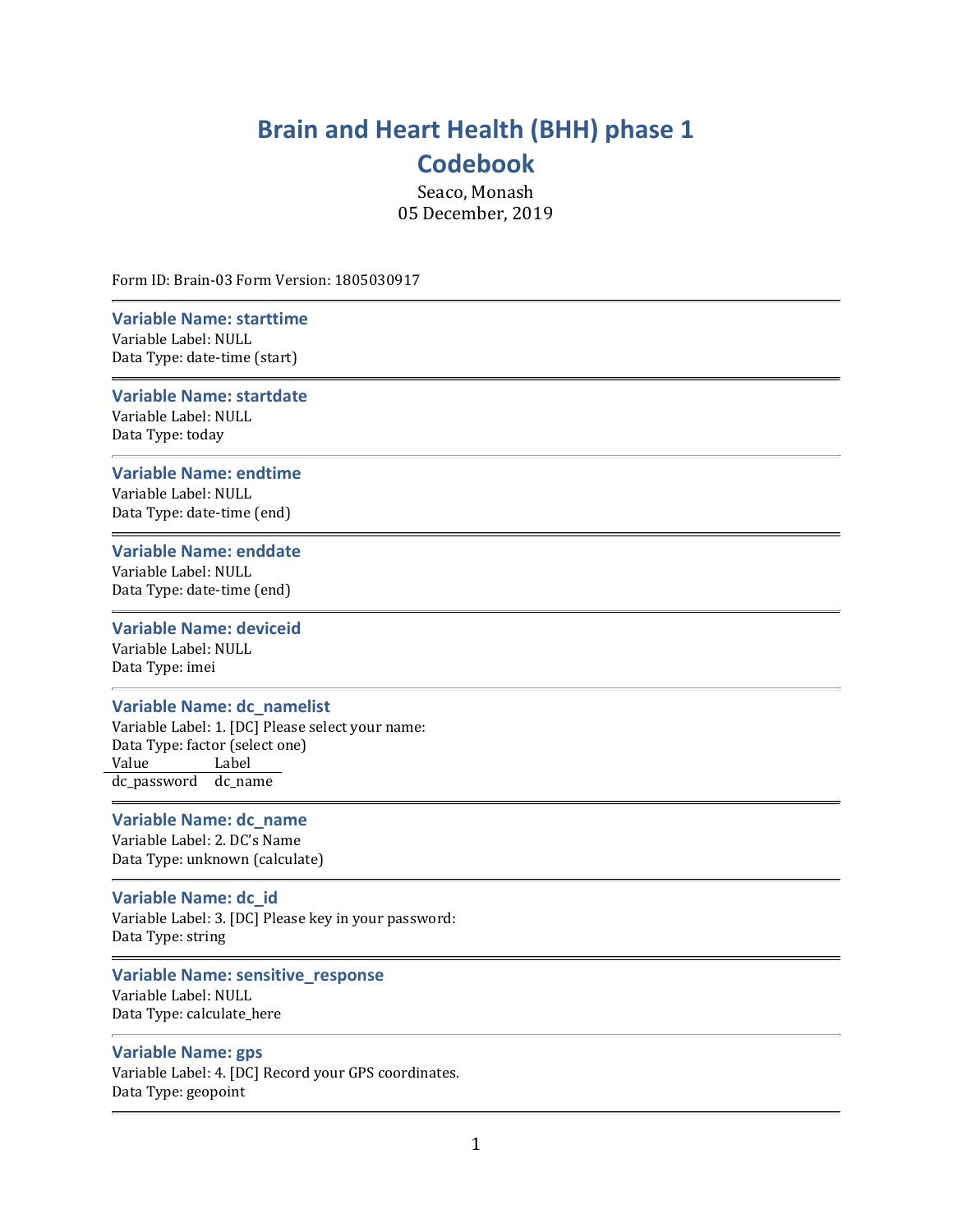# Brain and Heart Health (BHH) phase 1 Codebook

Seaco, Monash
05 December, 2019

Form ID: Brain-03 Form Version: 1805030917

---

### Variable Name: starttime

Variable Label: NULL
Data Type: date-time (start)

---

### Variable Name: startdate

Variable Label: NULL
Data Type: today

---

### Variable Name: endtime

Variable Label: NULL
Data Type: date-time (end)

---

### Variable Name: enddate

Variable Label: NULL
Data Type: date-time (end)

---

### Variable Name: deviceid

Variable Label: NULL
Data Type: imei

---

### Variable Name: dc_namelist

Variable Label: 1. [DC] Please select your name:
Data Type: factor (select one)

| Value | Label |
| --- | --- |
| dc_password | dc_name |

---

### Variable Name: dc_name

Variable Label: 2. DC's Name
Data Type: unknown (calculate)

---

### Variable Name: dc_id

Variable Label: 3. [DC] Please key in your password:
Data Type: string

---

### Variable Name: sensitive_response

Variable Label: NULL
Data Type: calculate_here

---

### Variable Name: gps

Variable Label: 4. [DC] Record your GPS coordinates.
Data Type: geopoint

---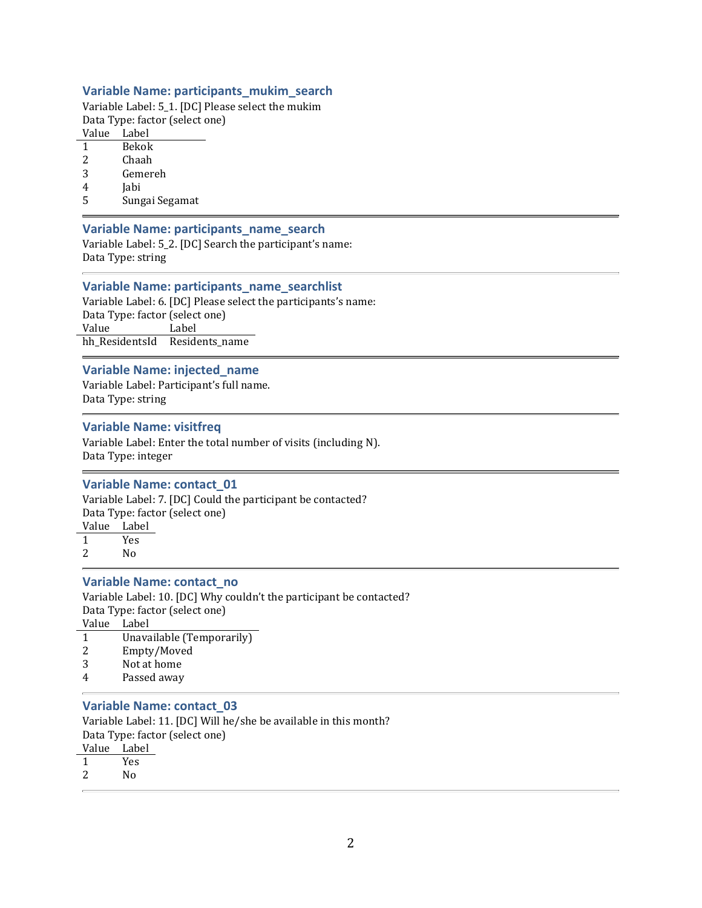### Variable Name: participants_mukim_search

Variable Label: 5_1. [DC] Please select the mukim
Data Type: factor (select one)

| Value | Label |
|---|---|
| 1 | Bekok |
| 2 | Chaah |
| 3 | Gemereh |
| 4 | Jabi |
| 5 | Sungai Segamat |

---

### Variable Name: participants_name_search

Variable Label: 5_2. [DC] Search the participant's name:
Data Type: string

---

### Variable Name: participants_name_searchlist

Variable Label: 6. [DC] Please select the participants's name:
Data Type: factor (select one)

| Value | Label |
|---|---|
| hh_ResidentsId | Residents_name |

---

### Variable Name: injected_name

Variable Label: Participant's full name.
Data Type: string

---

### Variable Name: visitfreq

Variable Label: Enter the total number of visits (including N).
Data Type: integer

---

### Variable Name: contact_01

Variable Label: 7. [DC] Could the participant be contacted?
Data Type: factor (select one)

| Value | Label |
|---|---|
| 1 | Yes |
| 2 | No |

---

### Variable Name: contact_no

Variable Label: 10. [DC] Why couldn't the participant be contacted?
Data Type: factor (select one)

| Value | Label |
|---|---|
| 1 | Unavailable (Temporarily) |
| 2 | Empty/Moved |
| 3 | Not at home |
| 4 | Passed away |

---

### Variable Name: contact_03

Variable Label: 11. [DC] Will he/she be available in this month?
Data Type: factor (select one)

| Value | Label |
|---|---|
| 1 | Yes |
| 2 | No |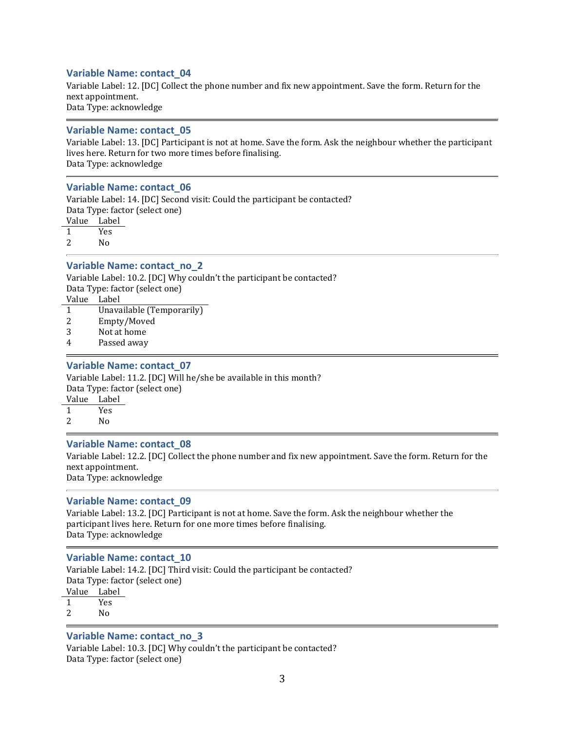### Variable Name: contact_04

Variable Label: 12. [DC] Collect the phone number and fix new appointment. Save the form. Return for the next appointment.
Data Type: acknowledge

---

### Variable Name: contact_05

Variable Label: 13. [DC] Participant is not at home. Save the form. Ask the neighbour whether the participant lives here. Return for two more times before finalising.
Data Type: acknowledge

---

### Variable Name: contact_06

Variable Label: 14. [DC] Second visit: Could the participant be contacted?
Data Type: factor (select one)

| Value | Label |
|---|---|
| 1 | Yes |
| 2 | No |

---

### Variable Name: contact_no_2

Variable Label: 10.2. [DC] Why couldn't the participant be contacted?
Data Type: factor (select one)

| Value | Label |
|---|---|
| 1 | Unavailable (Temporarily) |
| 2 | Empty/Moved |
| 3 | Not at home |
| 4 | Passed away |

---

### Variable Name: contact_07

Variable Label: 11.2. [DC] Will he/she be available in this month?
Data Type: factor (select one)

| Value | Label |
|---|---|
| 1 | Yes |
| 2 | No |

---

### Variable Name: contact_08

Variable Label: 12.2. [DC] Collect the phone number and fix new appointment. Save the form. Return for the next appointment.
Data Type: acknowledge

---

### Variable Name: contact_09

Variable Label: 13.2. [DC] Participant is not at home. Save the form. Ask the neighbour whether the participant lives here. Return for one more times before finalising.
Data Type: acknowledge

---

### Variable Name: contact_10

Variable Label: 14.2. [DC] Third visit: Could the participant be contacted?
Data Type: factor (select one)

| Value | Label |
|---|---|
| 1 | Yes |
| 2 | No |

---

### Variable Name: contact_no_3

Variable Label: 10.3. [DC] Why couldn't the participant be contacted?
Data Type: factor (select one)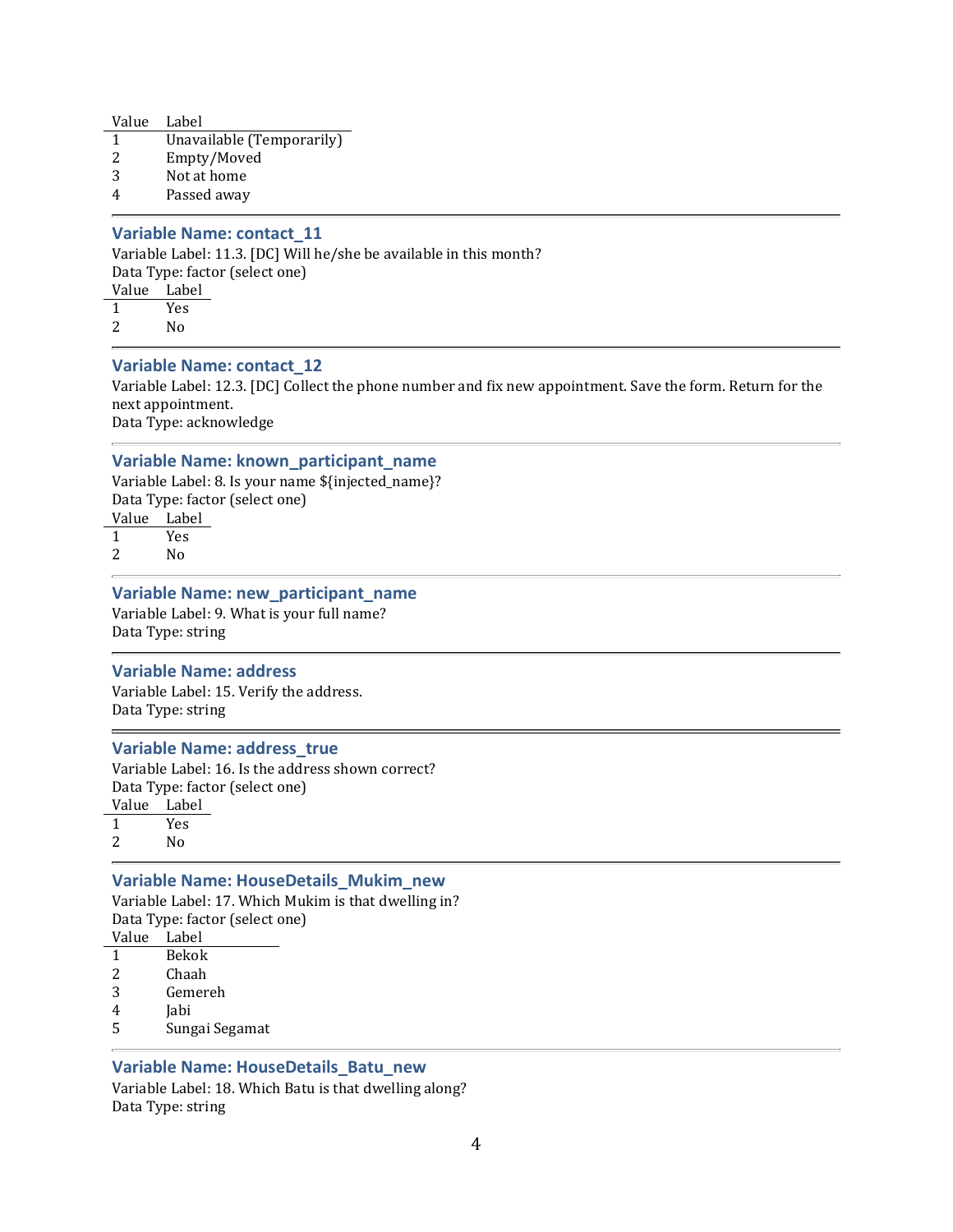| Value | Label |
|---|---|
| 1 | Unavailable (Temporarily) |
| 2 | Empty/Moved |
| 3 | Not at home |
| 4 | Passed away |

---

### Variable Name: contact_11

Variable Label: 11.3. [DC] Will he/she be available in this month?
Data Type: factor (select one)

| Value | Label |
|---|---|
| 1 | Yes |
| 2 | No |

---

### Variable Name: contact_12

Variable Label: 12.3. [DC] Collect the phone number and fix new appointment. Save the form. Return for the next appointment.
Data Type: acknowledge

---

### Variable Name: known_participant_name

Variable Label: 8. Is your name ${injected_name}?
Data Type: factor (select one)

| Value | Label |
|---|---|
| 1 | Yes |
| 2 | No |

---

### Variable Name: new_participant_name

Variable Label: 9. What is your full name?
Data Type: string

---

### Variable Name: address

Variable Label: 15. Verify the address.
Data Type: string

---

### Variable Name: address_true

Variable Label: 16. Is the address shown correct?
Data Type: factor (select one)

| Value | Label |
|---|---|
| 1 | Yes |
| 2 | No |

---

### Variable Name: HouseDetails_Mukim_new

Variable Label: 17. Which Mukim is that dwelling in?
Data Type: factor (select one)

| Value | Label |
|---|---|
| 1 | Bekok |
| 2 | Chaah |
| 3 | Gemereh |
| 4 | Jabi |
| 5 | Sungai Segamat |

---

### Variable Name: HouseDetails_Batu_new

Variable Label: 18. Which Batu is that dwelling along?
Data Type: string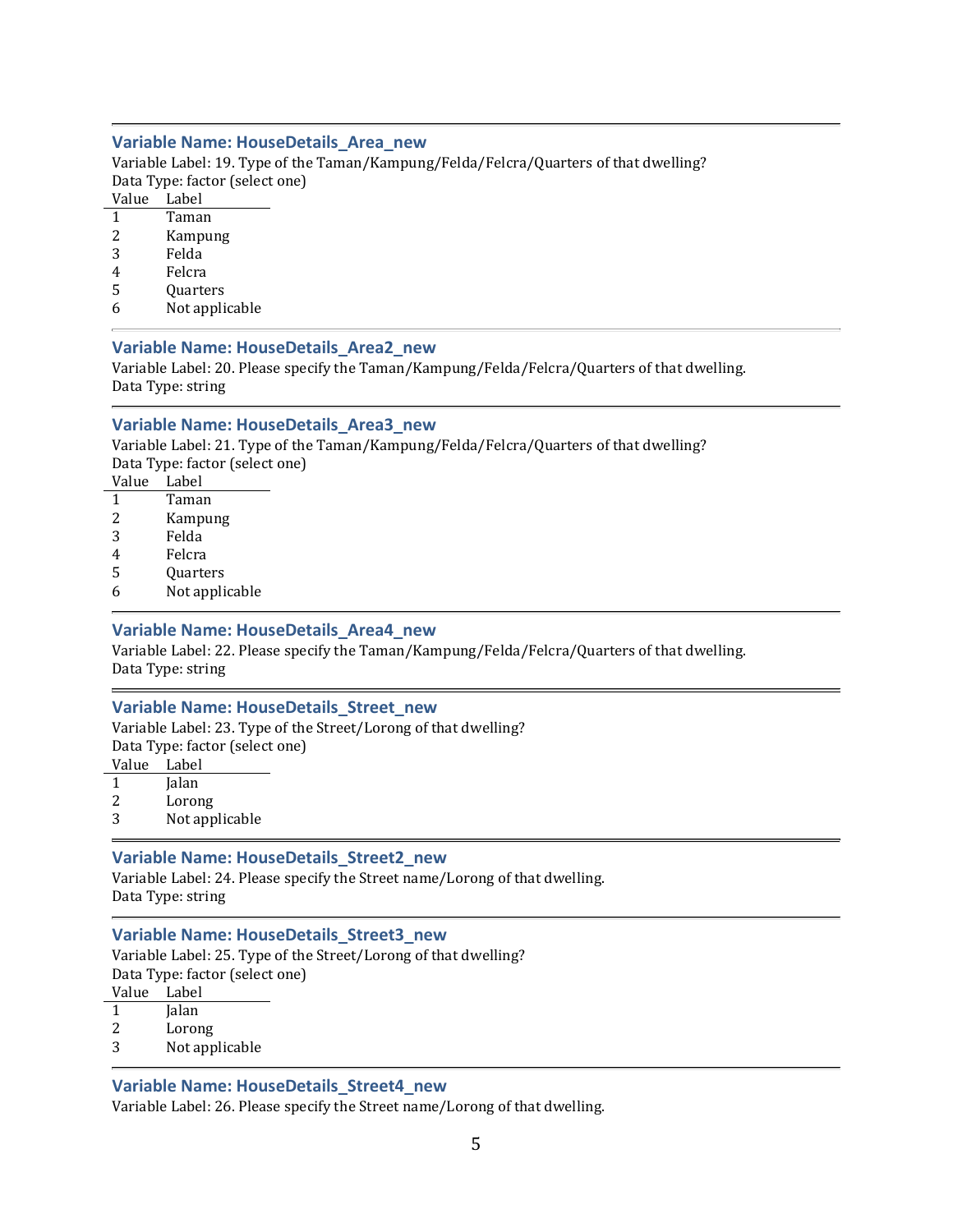### Variable Name: HouseDetails_Area_new

Variable Label: 19. Type of the Taman/Kampung/Felda/Felcra/Quarters of that dwelling?
Data Type: factor (select one)

| Value | Label |
|---|---|
| 1 | Taman |
| 2 | Kampung |
| 3 | Felda |
| 4 | Felcra |
| 5 | Quarters |
| 6 | Not applicable |

### Variable Name: HouseDetails_Area2_new

Variable Label: 20. Please specify the Taman/Kampung/Felda/Felcra/Quarters of that dwelling.
Data Type: string

### Variable Name: HouseDetails_Area3_new

Variable Label: 21. Type of the Taman/Kampung/Felda/Felcra/Quarters of that dwelling?
Data Type: factor (select one)

| Value | Label |
|---|---|
| 1 | Taman |
| 2 | Kampung |
| 3 | Felda |
| 4 | Felcra |
| 5 | Quarters |
| 6 | Not applicable |

### Variable Name: HouseDetails_Area4_new

Variable Label: 22. Please specify the Taman/Kampung/Felda/Felcra/Quarters of that dwelling.
Data Type: string

### Variable Name: HouseDetails_Street_new

Variable Label: 23. Type of the Street/Lorong of that dwelling?
Data Type: factor (select one)

| Value | Label |
|---|---|
| 1 | Jalan |
| 2 | Lorong |
| 3 | Not applicable |

### Variable Name: HouseDetails_Street2_new

Variable Label: 24. Please specify the Street name/Lorong of that dwelling.
Data Type: string

### Variable Name: HouseDetails_Street3_new

Variable Label: 25. Type of the Street/Lorong of that dwelling?
Data Type: factor (select one)

| Value | Label |
|---|---|
| 1 | Jalan |
| 2 | Lorong |
| 3 | Not applicable |

### Variable Name: HouseDetails_Street4_new

Variable Label: 26. Please specify the Street name/Lorong of that dwelling.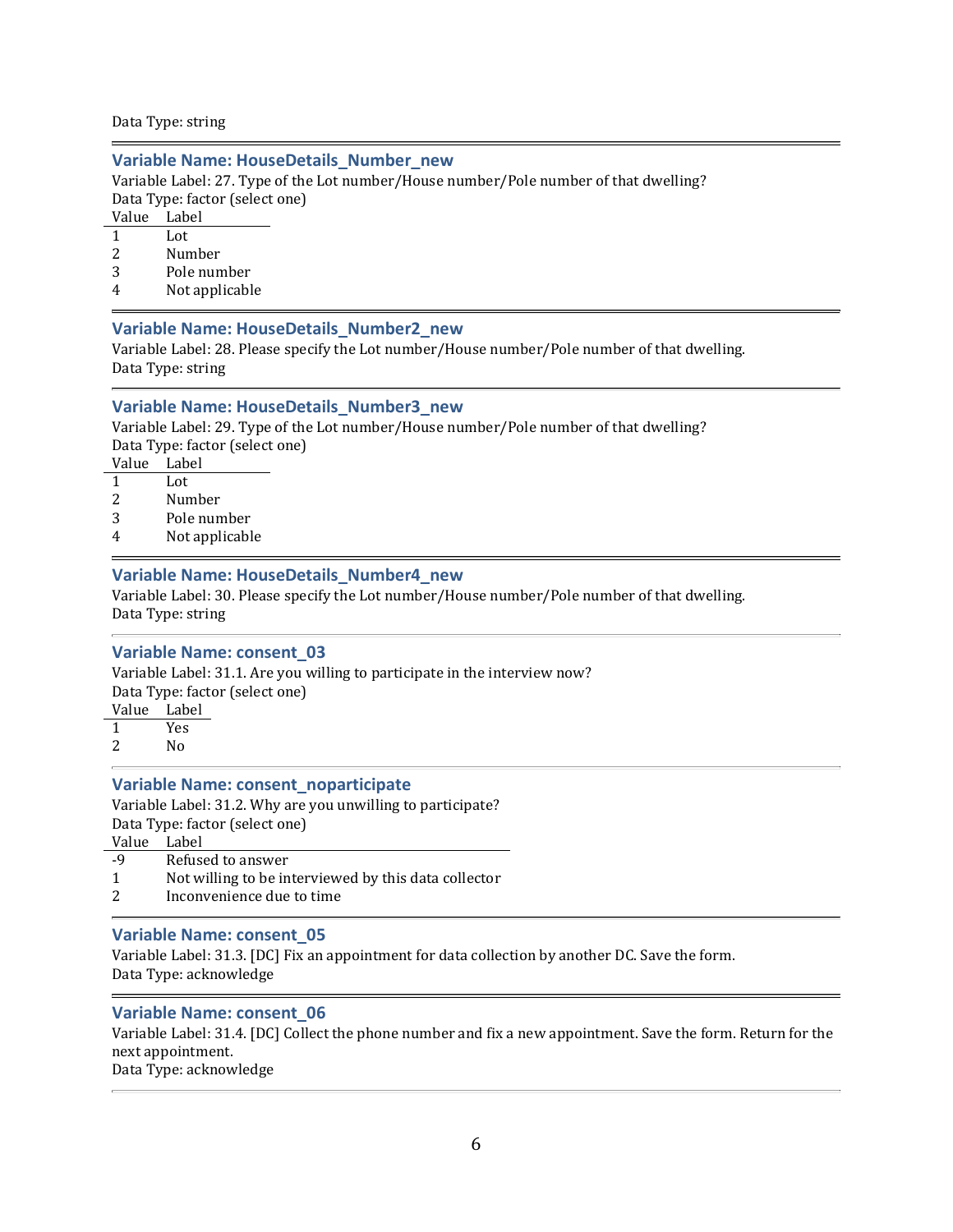Data Type: string

---

### Variable Name: HouseDetails_Number_new

Variable Label: 27. Type of the Lot number/House number/Pole number of that dwelling?
Data Type: factor (select one)

| Value | Label |
|---|---|
| 1 | Lot |
| 2 | Number |
| 3 | Pole number |
| 4 | Not applicable |

---

### Variable Name: HouseDetails_Number2_new

Variable Label: 28. Please specify the Lot number/House number/Pole number of that dwelling.
Data Type: string

---

### Variable Name: HouseDetails_Number3_new

Variable Label: 29. Type of the Lot number/House number/Pole number of that dwelling?
Data Type: factor (select one)

| Value | Label |
|---|---|
| 1 | Lot |
| 2 | Number |
| 3 | Pole number |
| 4 | Not applicable |

---

### Variable Name: HouseDetails_Number4_new

Variable Label: 30. Please specify the Lot number/House number/Pole number of that dwelling.
Data Type: string

---

### Variable Name: consent_03

Variable Label: 31.1. Are you willing to participate in the interview now?
Data Type: factor (select one)

| Value | Label |
|---|---|
| 1 | Yes |
| 2 | No |

---

### Variable Name: consent_noparticipate

Variable Label: 31.2. Why are you unwilling to participate?
Data Type: factor (select one)

| Value | Label |
|---|---|
| -9 | Refused to answer |
| 1 | Not willing to be interviewed by this data collector |
| 2 | Inconvenience due to time |

---

### Variable Name: consent_05

Variable Label: 31.3. [DC] Fix an appointment for data collection by another DC. Save the form.
Data Type: acknowledge

---

### Variable Name: consent_06

Variable Label: 31.4. [DC] Collect the phone number and fix a new appointment. Save the form. Return for the next appointment.
Data Type: acknowledge

---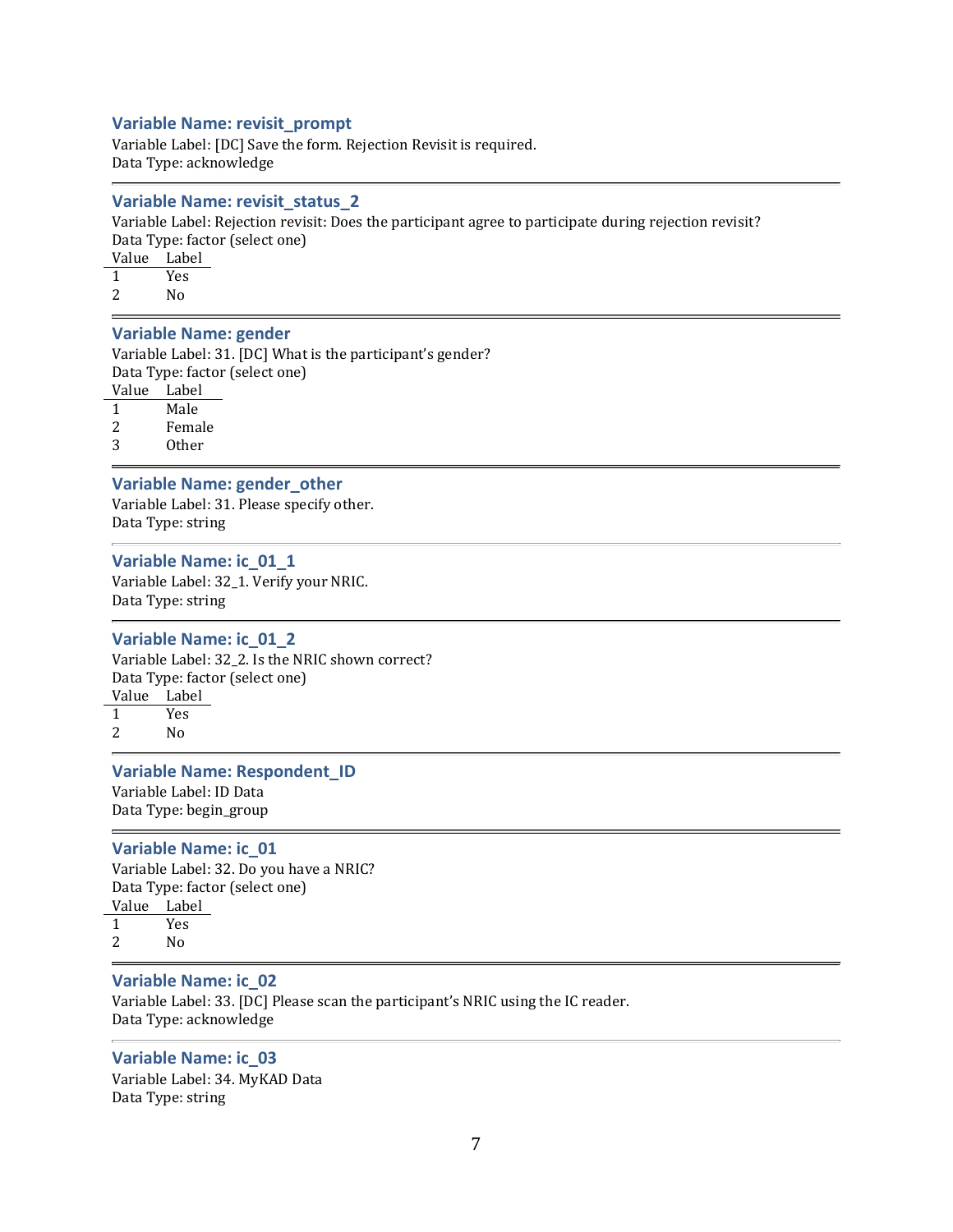### Variable Name: revisit_prompt

Variable Label: [DC] Save the form. Rejection Revisit is required.
Data Type: acknowledge

---

### Variable Name: revisit_status_2

Variable Label: Rejection revisit: Does the participant agree to participate during rejection revisit?
Data Type: factor (select one)

| Value | Label |
|---|---|
| 1 | Yes |
| 2 | No |

---

### Variable Name: gender

Variable Label: 31. [DC] What is the participant's gender?
Data Type: factor (select one)

| Value | Label |
|---|---|
| 1 | Male |
| 2 | Female |
| 3 | Other |

---

### Variable Name: gender_other

Variable Label: 31. Please specify other.
Data Type: string

---

### Variable Name: ic_01_1

Variable Label: 32_1. Verify your NRIC.
Data Type: string

---

### Variable Name: ic_01_2

Variable Label: 32_2. Is the NRIC shown correct?
Data Type: factor (select one)

| Value | Label |
|---|---|
| 1 | Yes |
| 2 | No |

---

### Variable Name: Respondent_ID

Variable Label: ID Data
Data Type: begin_group

---

### Variable Name: ic_01

Variable Label: 32. Do you have a NRIC?
Data Type: factor (select one)

| Value | Label |
|---|---|
| 1 | Yes |
| 2 | No |

---

### Variable Name: ic_02

Variable Label: 33. [DC] Please scan the participant's NRIC using the IC reader.
Data Type: acknowledge

---

### Variable Name: ic_03

Variable Label: 34. MyKAD Data
Data Type: string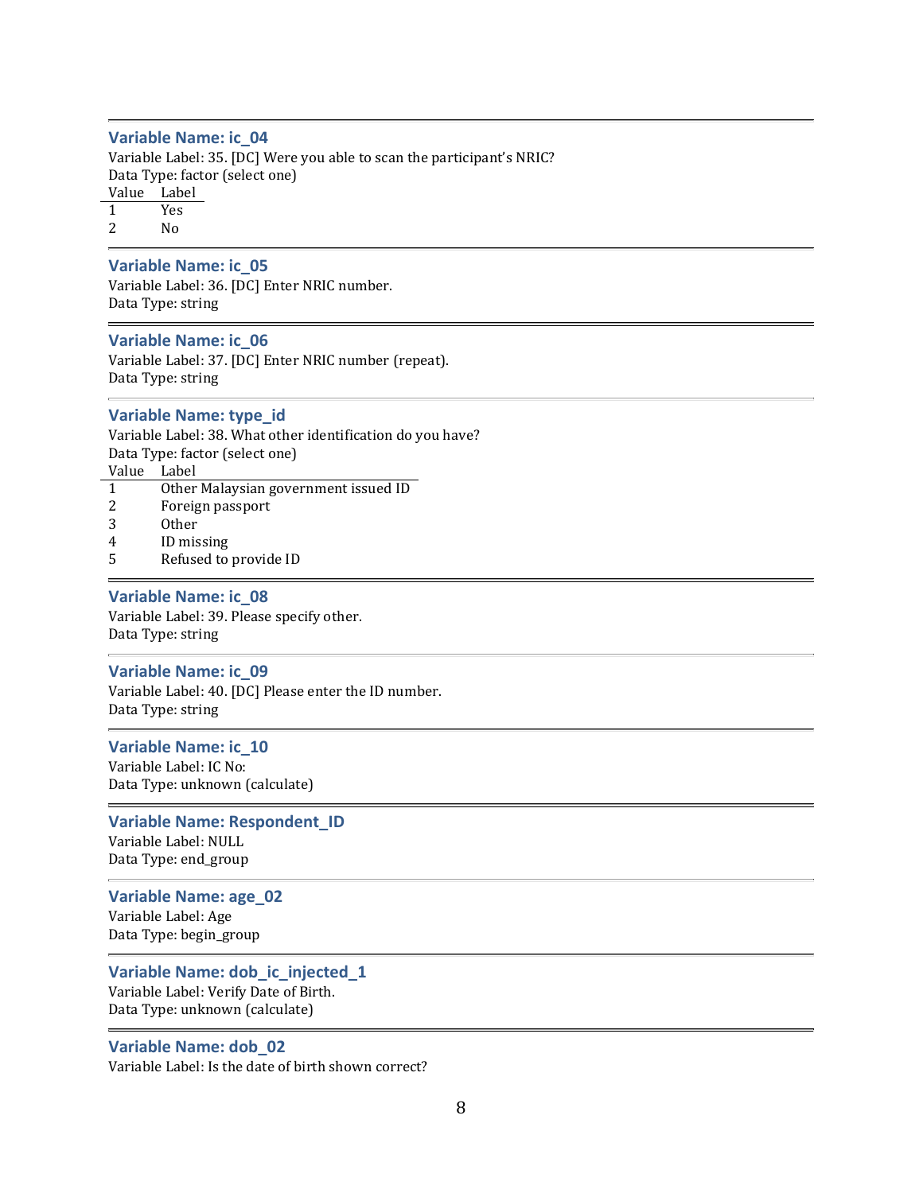### Variable Name: ic_04

Variable Label: 35. [DC] Were you able to scan the participant's NRIC?
Data Type: factor (select one)

| Value | Label |
|---|---|
| 1 | Yes |
| 2 | No |

### Variable Name: ic_05

Variable Label: 36. [DC] Enter NRIC number.
Data Type: string

### Variable Name: ic_06

Variable Label: 37. [DC] Enter NRIC number (repeat).
Data Type: string

### Variable Name: type_id

Variable Label: 38. What other identification do you have?
Data Type: factor (select one)

| Value | Label |
|---|---|
| 1 | Other Malaysian government issued ID |
| 2 | Foreign passport |
| 3 | Other |
| 4 | ID missing |
| 5 | Refused to provide ID |

### Variable Name: ic_08

Variable Label: 39. Please specify other.
Data Type: string

### Variable Name: ic_09

Variable Label: 40. [DC] Please enter the ID number.
Data Type: string

### Variable Name: ic_10

Variable Label: IC No:
Data Type: unknown (calculate)

### Variable Name: Respondent_ID

Variable Label: NULL
Data Type: end_group

### Variable Name: age_02

Variable Label: Age
Data Type: begin_group

### Variable Name: dob_ic_injected_1

Variable Label: Verify Date of Birth.
Data Type: unknown (calculate)

### Variable Name: dob_02

Variable Label: Is the date of birth shown correct?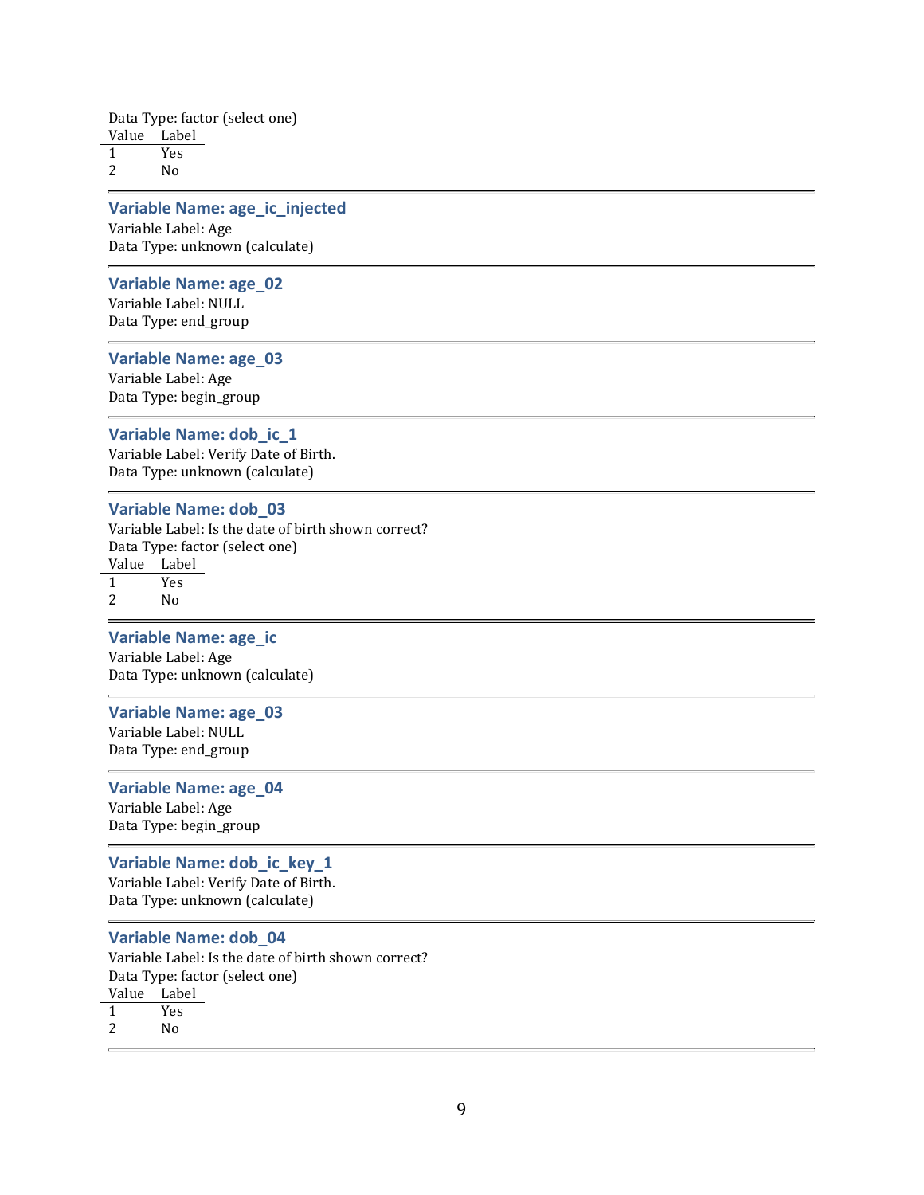Data Type: factor (select one)

| Value | Label |
|---|---|
| 1 | Yes |
| 2 | No |

---

### Variable Name: age_ic_injected

Variable Label: Age
Data Type: unknown (calculate)

---

### Variable Name: age_02

Variable Label: NULL
Data Type: end_group

---

### Variable Name: age_03

Variable Label: Age
Data Type: begin_group

---

### Variable Name: dob_ic_1

Variable Label: Verify Date of Birth.
Data Type: unknown (calculate)

---

### Variable Name: dob_03

Variable Label: Is the date of birth shown correct?
Data Type: factor (select one)

| Value | Label |
|---|---|
| 1 | Yes |
| 2 | No |

---

### Variable Name: age_ic

Variable Label: Age
Data Type: unknown (calculate)

---

### Variable Name: age_03

Variable Label: NULL
Data Type: end_group

---

### Variable Name: age_04

Variable Label: Age
Data Type: begin_group

---

### Variable Name: dob_ic_key_1

Variable Label: Verify Date of Birth.
Data Type: unknown (calculate)

---

### Variable Name: dob_04

Variable Label: Is the date of birth shown correct?
Data Type: factor (select one)

| Value | Label |
|---|---|
| 1 | Yes |
| 2 | No |

---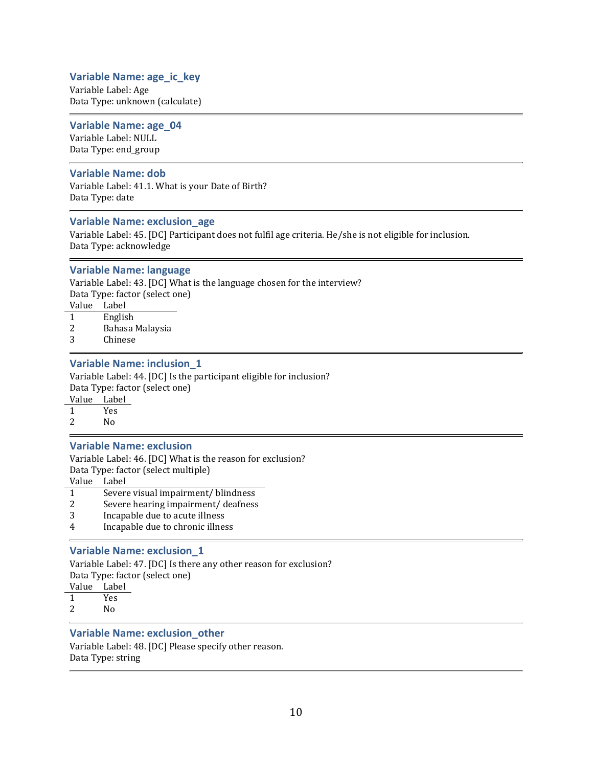### Variable Name: age_ic_key

Variable Label: Age
Data Type: unknown (calculate)

---

### Variable Name: age_04

Variable Label: NULL
Data Type: end_group

---

### Variable Name: dob

Variable Label: 41.1. What is your Date of Birth?
Data Type: date

---

### Variable Name: exclusion_age

Variable Label: 45. [DC] Participant does not fulfil age criteria. He/she is not eligible for inclusion.
Data Type: acknowledge

---

### Variable Name: language

Variable Label: 43. [DC] What is the language chosen for the interview?
Data Type: factor (select one)

| Value | Label |
|---|---|
| 1 | English |
| 2 | Bahasa Malaysia |
| 3 | Chinese |

---

### Variable Name: inclusion_1

Variable Label: 44. [DC] Is the participant eligible for inclusion?
Data Type: factor (select one)

| Value | Label |
|---|---|
| 1 | Yes |
| 2 | No |

---

### Variable Name: exclusion

Variable Label: 46. [DC] What is the reason for exclusion?
Data Type: factor (select multiple)

| Value | Label |
|---|---|
| 1 | Severe visual impairment/ blindness |
| 2 | Severe hearing impairment/ deafness |
| 3 | Incapable due to acute illness |
| 4 | Incapable due to chronic illness |

---

### Variable Name: exclusion_1

Variable Label: 47. [DC] Is there any other reason for exclusion?
Data Type: factor (select one)

| Value | Label |
|---|---|
| 1 | Yes |
| 2 | No |

---

### Variable Name: exclusion_other

Variable Label: 48. [DC] Please specify other reason.
Data Type: string

---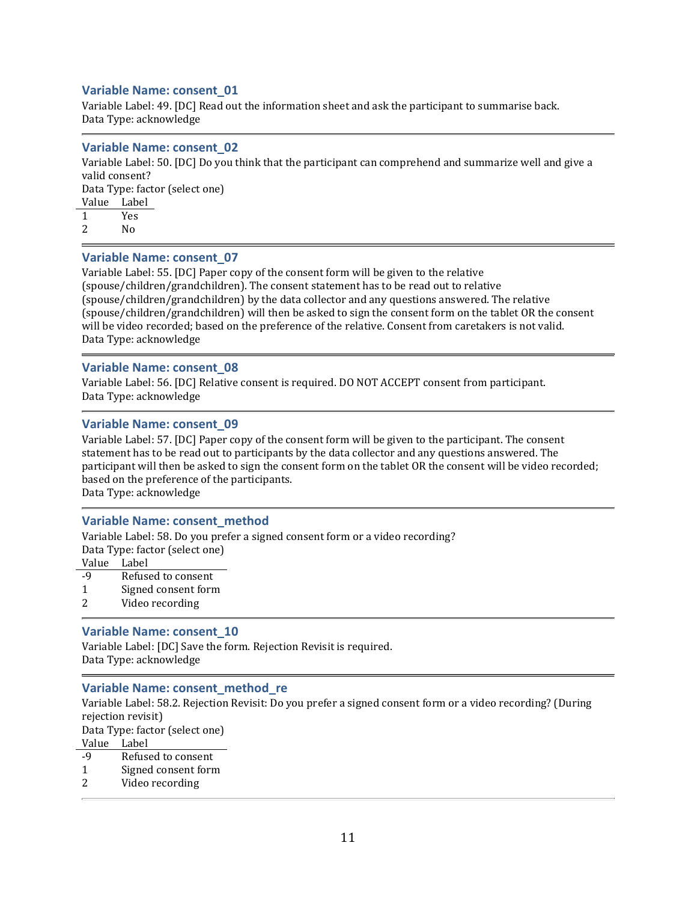### Variable Name: consent_01

Variable Label: 49. [DC] Read out the information sheet and ask the participant to summarise back.
Data Type: acknowledge

---

### Variable Name: consent_02

Variable Label: 50. [DC] Do you think that the participant can comprehend and summarize well and give a valid consent?
Data Type: factor (select one)

| Value | Label |
|---|---|
| 1 | Yes |
| 2 | No |

---

### Variable Name: consent_07

Variable Label: 55. [DC] Paper copy of the consent form will be given to the relative (spouse/children/grandchildren). The consent statement has to be read out to relative (spouse/children/grandchildren) by the data collector and any questions answered. The relative (spouse/children/grandchildren) will then be asked to sign the consent form on the tablet OR the consent will be video recorded; based on the preference of the relative. Consent from caretakers is not valid.
Data Type: acknowledge

---

### Variable Name: consent_08

Variable Label: 56. [DC] Relative consent is required. DO NOT ACCEPT consent from participant.
Data Type: acknowledge

---

### Variable Name: consent_09

Variable Label: 57. [DC] Paper copy of the consent form will be given to the participant. The consent statement has to be read out to participants by the data collector and any questions answered. The participant will then be asked to sign the consent form on the tablet OR the consent will be video recorded; based on the preference of the participants.
Data Type: acknowledge

---

### Variable Name: consent_method

Variable Label: 58. Do you prefer a signed consent form or a video recording?
Data Type: factor (select one)

| Value | Label |
|---|---|
| -9 | Refused to consent |
| 1 | Signed consent form |
| 2 | Video recording |

---

### Variable Name: consent_10

Variable Label: [DC] Save the form. Rejection Revisit is required.
Data Type: acknowledge

---

### Variable Name: consent_method_re

Variable Label: 58.2. Rejection Revisit: Do you prefer a signed consent form or a video recording? (During rejection revisit)
Data Type: factor (select one)

| Value | Label |
|---|---|
| -9 | Refused to consent |
| 1 | Signed consent form |
| 2 | Video recording |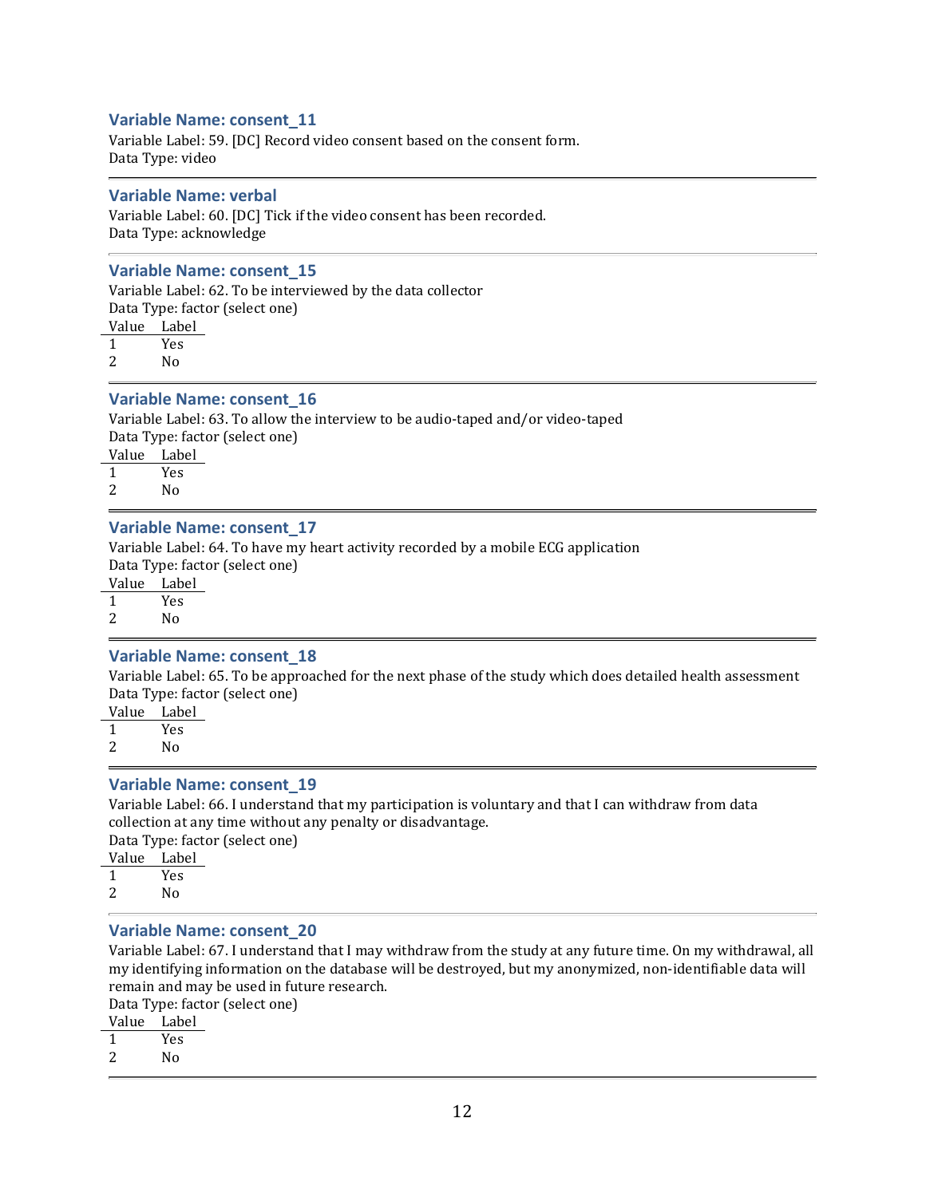### Variable Name: consent_11

Variable Label: 59. [DC] Record video consent based on the consent form.
Data Type: video

---

### Variable Name: verbal

Variable Label: 60. [DC] Tick if the video consent has been recorded.
Data Type: acknowledge

---

### Variable Name: consent_15

Variable Label: 62. To be interviewed by the data collector
Data Type: factor (select one)

| Value | Label |
|---|---|
| 1 | Yes |
| 2 | No |

---

### Variable Name: consent_16

Variable Label: 63. To allow the interview to be audio-taped and/or video-taped
Data Type: factor (select one)

| Value | Label |
|---|---|
| 1 | Yes |
| 2 | No |

---

### Variable Name: consent_17

Variable Label: 64. To have my heart activity recorded by a mobile ECG application
Data Type: factor (select one)

| Value | Label |
|---|---|
| 1 | Yes |
| 2 | No |

---

### Variable Name: consent_18

Variable Label: 65. To be approached for the next phase of the study which does detailed health assessment
Data Type: factor (select one)

| Value | Label |
|---|---|
| 1 | Yes |
| 2 | No |

---

### Variable Name: consent_19

Variable Label: 66. I understand that my participation is voluntary and that I can withdraw from data collection at any time without any penalty or disadvantage.
Data Type: factor (select one)

| Value | Label |
|---|---|
| 1 | Yes |
| 2 | No |

---

### Variable Name: consent_20

Variable Label: 67. I understand that I may withdraw from the study at any future time. On my withdrawal, all my identifying information on the database will be destroyed, but my anonymized, non-identifiable data will remain and may be used in future research.
Data Type: factor (select one)

| Value | Label |
|---|---|
| 1 | Yes |
| 2 | No |

---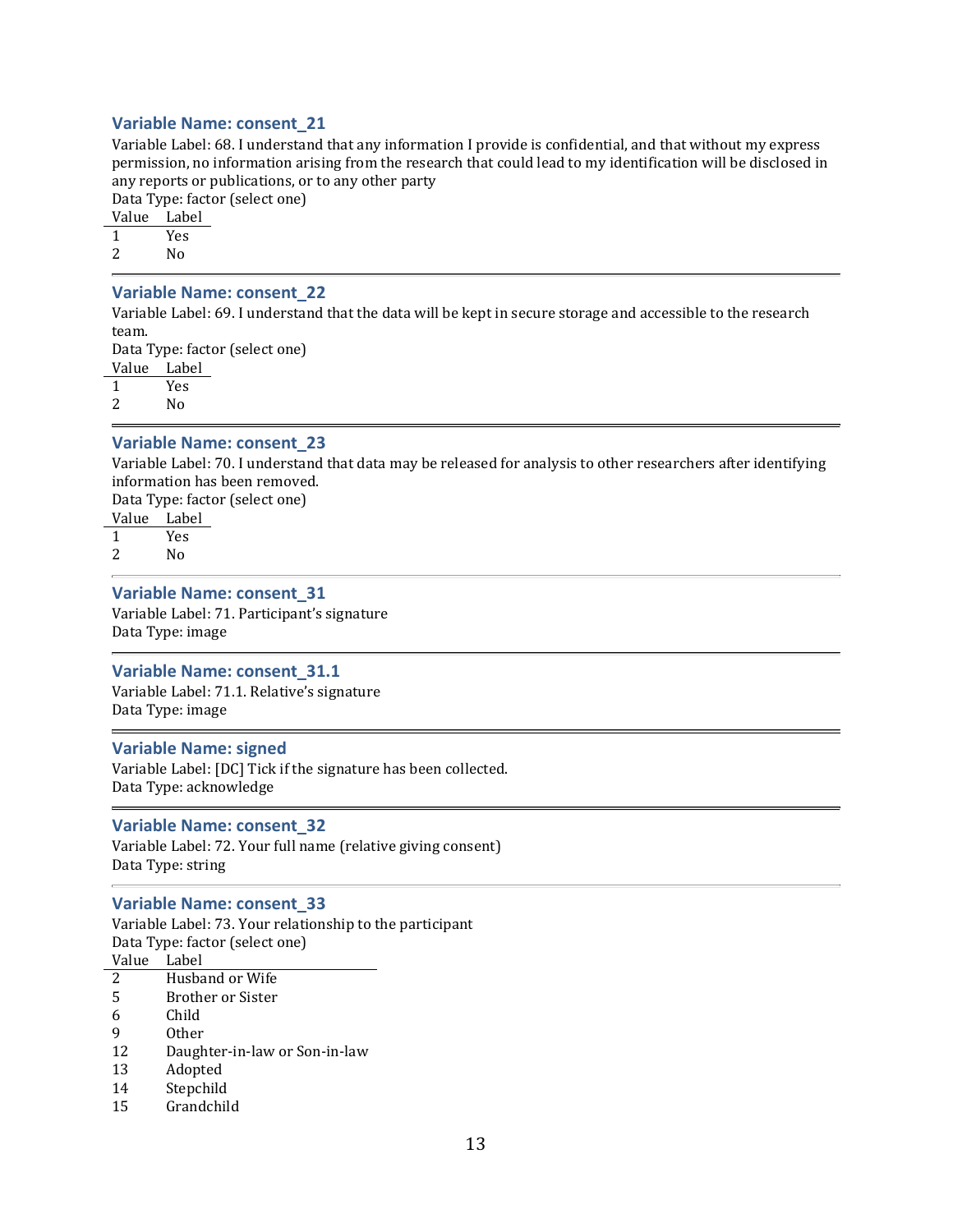### Variable Name: consent_21

Variable Label: 68. I understand that any information I provide is confidential, and that without my express permission, no information arising from the research that could lead to my identification will be disclosed in any reports or publications, or to any other party

Data Type: factor (select one)

| Value | Label |
| --- | --- |
| 1 | Yes |
| 2 | No |

---

### Variable Name: consent_22

Variable Label: 69. I understand that the data will be kept in secure storage and accessible to the research team.

Data Type: factor (select one)

| Value | Label |
| --- | --- |
| 1 | Yes |
| 2 | No |

---

### Variable Name: consent_23

Variable Label: 70. I understand that data may be released for analysis to other researchers after identifying information has been removed.

Data Type: factor (select one)

| Value | Label |
| --- | --- |
| 1 | Yes |
| 2 | No |

---

### Variable Name: consent_31

Variable Label: 71. Participant's signature

Data Type: image

---

### Variable Name: consent_31.1

Variable Label: 71.1. Relative's signature

Data Type: image

---

### Variable Name: signed

Variable Label: [DC] Tick if the signature has been collected.

Data Type: acknowledge

---

### Variable Name: consent_32

Variable Label: 72. Your full name (relative giving consent)

Data Type: string

---

### Variable Name: consent_33

Variable Label: 73. Your relationship to the participant

Data Type: factor (select one)

| Value | Label |
| --- | --- |
| 2 | Husband or Wife |
| 5 | Brother or Sister |
| 6 | Child |
| 9 | Other |
| 12 | Daughter-in-law or Son-in-law |
| 13 | Adopted |
| 14 | Stepchild |
| 15 | Grandchild |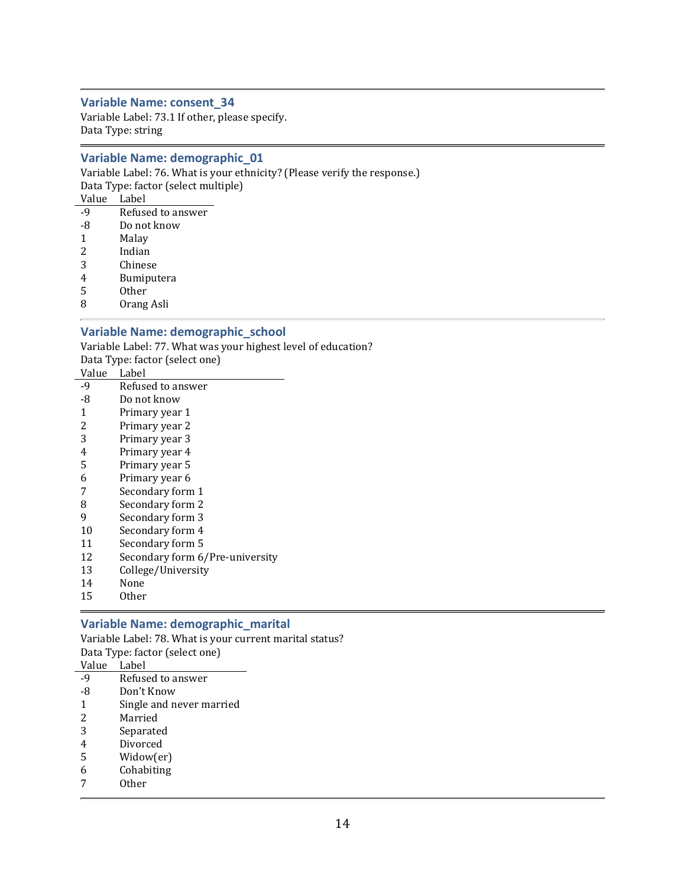### Variable Name: consent_34

Variable Label: 73.1 If other, please specify.
Data Type: string

---

### Variable Name: demographic_01

Variable Label: 76. What is your ethnicity? (Please verify the response.)
Data Type: factor (select multiple)

| Value | Label |
|---|---|
| -9 | Refused to answer |
| -8 | Do not know |
| 1 | Malay |
| 2 | Indian |
| 3 | Chinese |
| 4 | Bumiputera |
| 5 | Other |
| 8 | Orang Asli |

---

### Variable Name: demographic_school

Variable Label: 77. What was your highest level of education?
Data Type: factor (select one)

| Value | Label |
|---|---|
| -9 | Refused to answer |
| -8 | Do not know |
| 1 | Primary year 1 |
| 2 | Primary year 2 |
| 3 | Primary year 3 |
| 4 | Primary year 4 |
| 5 | Primary year 5 |
| 6 | Primary year 6 |
| 7 | Secondary form 1 |
| 8 | Secondary form 2 |
| 9 | Secondary form 3 |
| 10 | Secondary form 4 |
| 11 | Secondary form 5 |
| 12 | Secondary form 6/Pre-university |
| 13 | College/University |
| 14 | None |
| 15 | Other |

---

### Variable Name: demographic_marital

Variable Label: 78. What is your current marital status?
Data Type: factor (select one)

| Value | Label |
|---|---|
| -9 | Refused to answer |
| -8 | Don't Know |
| 1 | Single and never married |
| 2 | Married |
| 3 | Separated |
| 4 | Divorced |
| 5 | Widow(er) |
| 6 | Cohabiting |
| 7 | Other |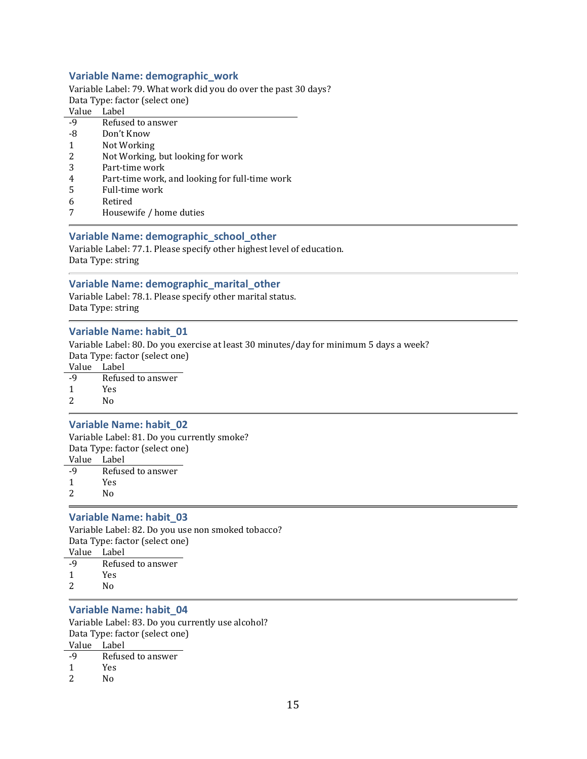### Variable Name: demographic_work

Variable Label: 79. What work did you do over the past 30 days?
Data Type: factor (select one)

| Value | Label |
|---|---|
| -9 | Refused to answer |
| -8 | Don't Know |
| 1 | Not Working |
| 2 | Not Working, but looking for work |
| 3 | Part-time work |
| 4 | Part-time work, and looking for full-time work |
| 5 | Full-time work |
| 6 | Retired |
| 7 | Housewife / home duties |

---

### Variable Name: demographic_school_other

Variable Label: 77.1. Please specify other highest level of education.
Data Type: string

---

### Variable Name: demographic_marital_other

Variable Label: 78.1. Please specify other marital status.
Data Type: string

---

### Variable Name: habit_01

Variable Label: 80. Do you exercise at least 30 minutes/day for minimum 5 days a week?
Data Type: factor (select one)

| Value | Label |
|---|---|
| -9 | Refused to answer |
| 1 | Yes |
| 2 | No |

---

### Variable Name: habit_02

Variable Label: 81. Do you currently smoke?
Data Type: factor (select one)

| Value | Label |
|---|---|
| -9 | Refused to answer |
| 1 | Yes |
| 2 | No |

---

### Variable Name: habit_03

Variable Label: 82. Do you use non smoked tobacco?
Data Type: factor (select one)

| Value | Label |
|---|---|
| -9 | Refused to answer |
| 1 | Yes |
| 2 | No |

---

### Variable Name: habit_04

Variable Label: 83. Do you currently use alcohol?
Data Type: factor (select one)

| Value | Label |
|---|---|
| -9 | Refused to answer |
| 1 | Yes |
| 2 | No |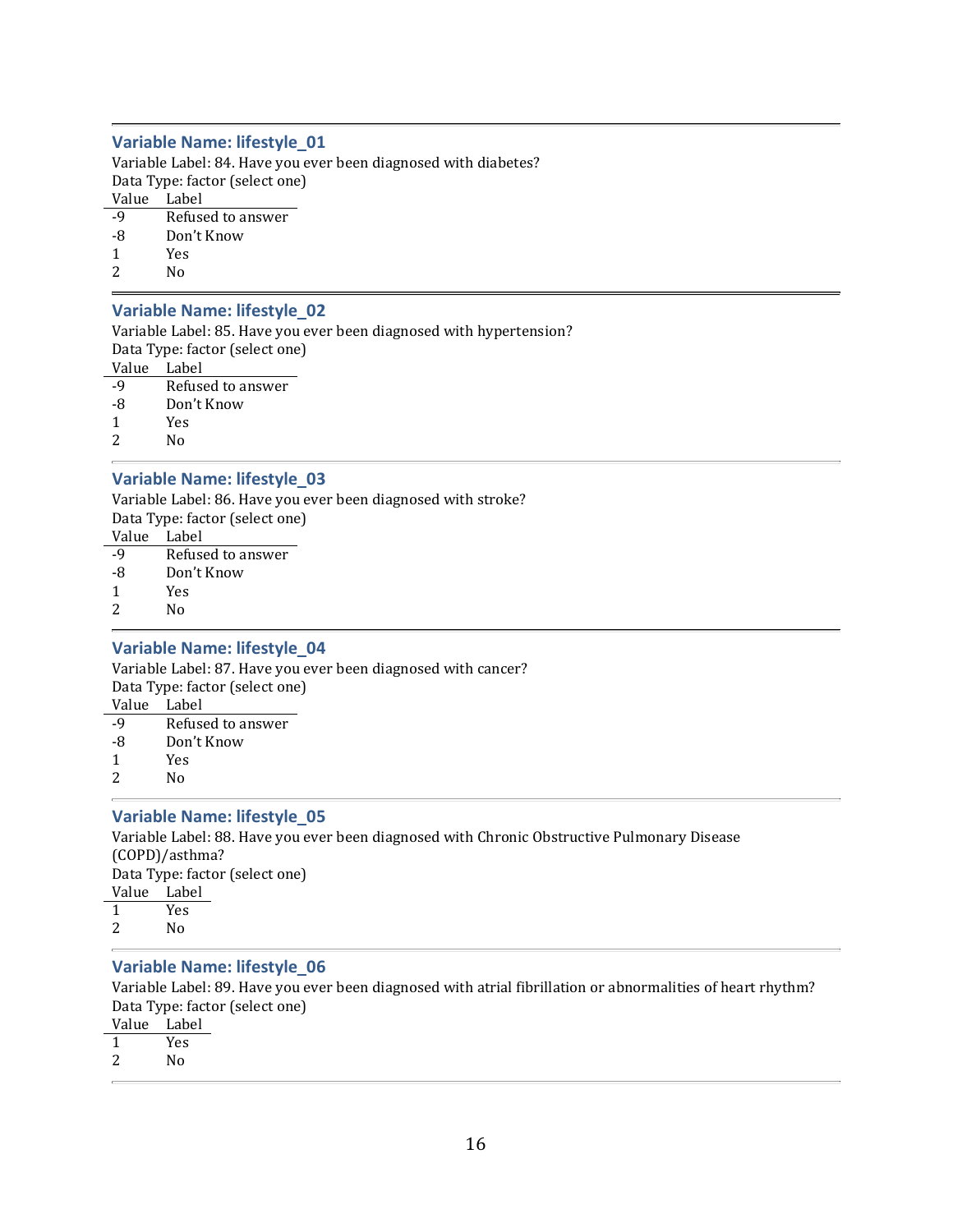### Variable Name: lifestyle_01

Variable Label: 84. Have you ever been diagnosed with diabetes?
Data Type: factor (select one)

| Value | Label |
|---|---|
| -9 | Refused to answer |
| -8 | Don't Know |
| 1 | Yes |
| 2 | No |

### Variable Name: lifestyle_02

Variable Label: 85. Have you ever been diagnosed with hypertension?
Data Type: factor (select one)

| Value | Label |
|---|---|
| -9 | Refused to answer |
| -8 | Don't Know |
| 1 | Yes |
| 2 | No |

### Variable Name: lifestyle_03

Variable Label: 86. Have you ever been diagnosed with stroke?
Data Type: factor (select one)

| Value | Label |
|---|---|
| -9 | Refused to answer |
| -8 | Don't Know |
| 1 | Yes |
| 2 | No |

### Variable Name: lifestyle_04

Variable Label: 87. Have you ever been diagnosed with cancer?
Data Type: factor (select one)

| Value | Label |
|---|---|
| -9 | Refused to answer |
| -8 | Don't Know |
| 1 | Yes |
| 2 | No |

### Variable Name: lifestyle_05

Variable Label: 88. Have you ever been diagnosed with Chronic Obstructive Pulmonary Disease (COPD)/asthma?
Data Type: factor (select one)

| Value | Label |
|---|---|
| 1 | Yes |
| 2 | No |

### Variable Name: lifestyle_06

Variable Label: 89. Have you ever been diagnosed with atrial fibrillation or abnormalities of heart rhythm?
Data Type: factor (select one)

| Value | Label |
|---|---|
| 1 | Yes |
| 2 | No |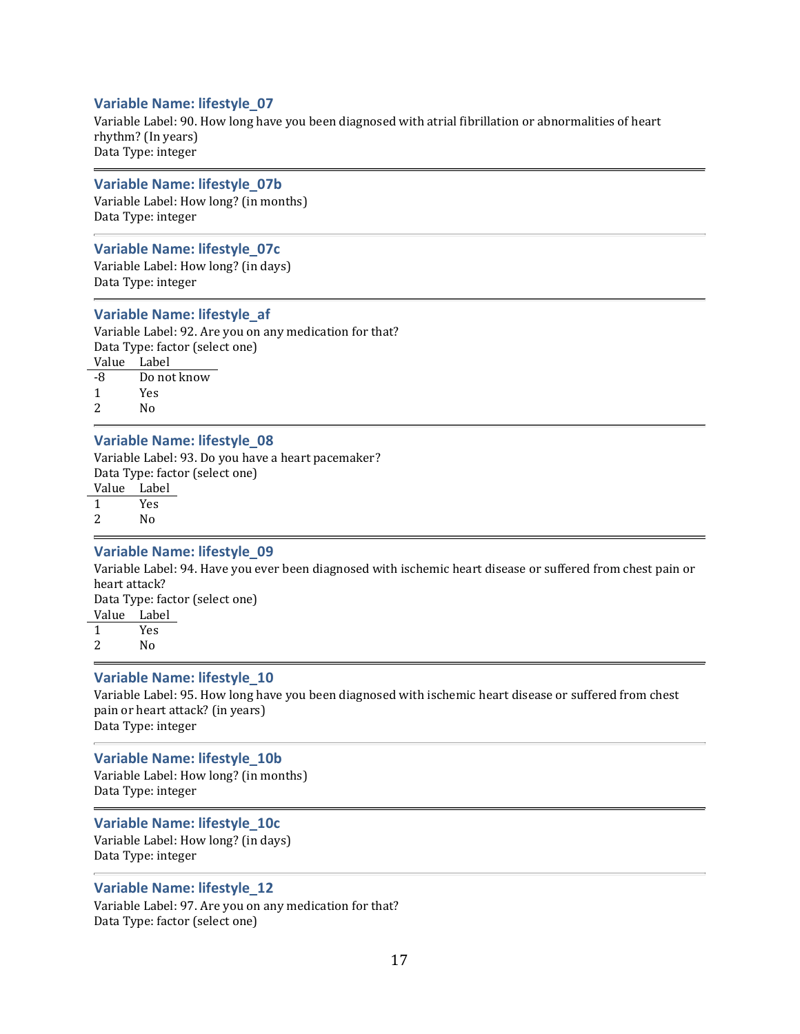### Variable Name: lifestyle_07

Variable Label: 90. How long have you been diagnosed with atrial fibrillation or abnormalities of heart rhythm? (In years)
Data Type: integer

---

### Variable Name: lifestyle_07b

Variable Label: How long? (in months)
Data Type: integer

---

### Variable Name: lifestyle_07c

Variable Label: How long? (in days)
Data Type: integer

---

### Variable Name: lifestyle_af

Variable Label: 92. Are you on any medication for that?
Data Type: factor (select one)

| Value | Label |
|---|---|
| -8 | Do not know |
| 1 | Yes |
| 2 | No |

---

### Variable Name: lifestyle_08

Variable Label: 93. Do you have a heart pacemaker?
Data Type: factor (select one)

| Value | Label |
|---|---|
| 1 | Yes |
| 2 | No |

---

### Variable Name: lifestyle_09

Variable Label: 94. Have you ever been diagnosed with ischemic heart disease or suffered from chest pain or heart attack?
Data Type: factor (select one)

| Value | Label |
|---|---|
| 1 | Yes |
| 2 | No |

---

### Variable Name: lifestyle_10

Variable Label: 95. How long have you been diagnosed with ischemic heart disease or suffered from chest pain or heart attack? (in years)
Data Type: integer

---

### Variable Name: lifestyle_10b

Variable Label: How long? (in months)
Data Type: integer

---

### Variable Name: lifestyle_10c

Variable Label: How long? (in days)
Data Type: integer

---

### Variable Name: lifestyle_12

Variable Label: 97. Are you on any medication for that?
Data Type: factor (select one)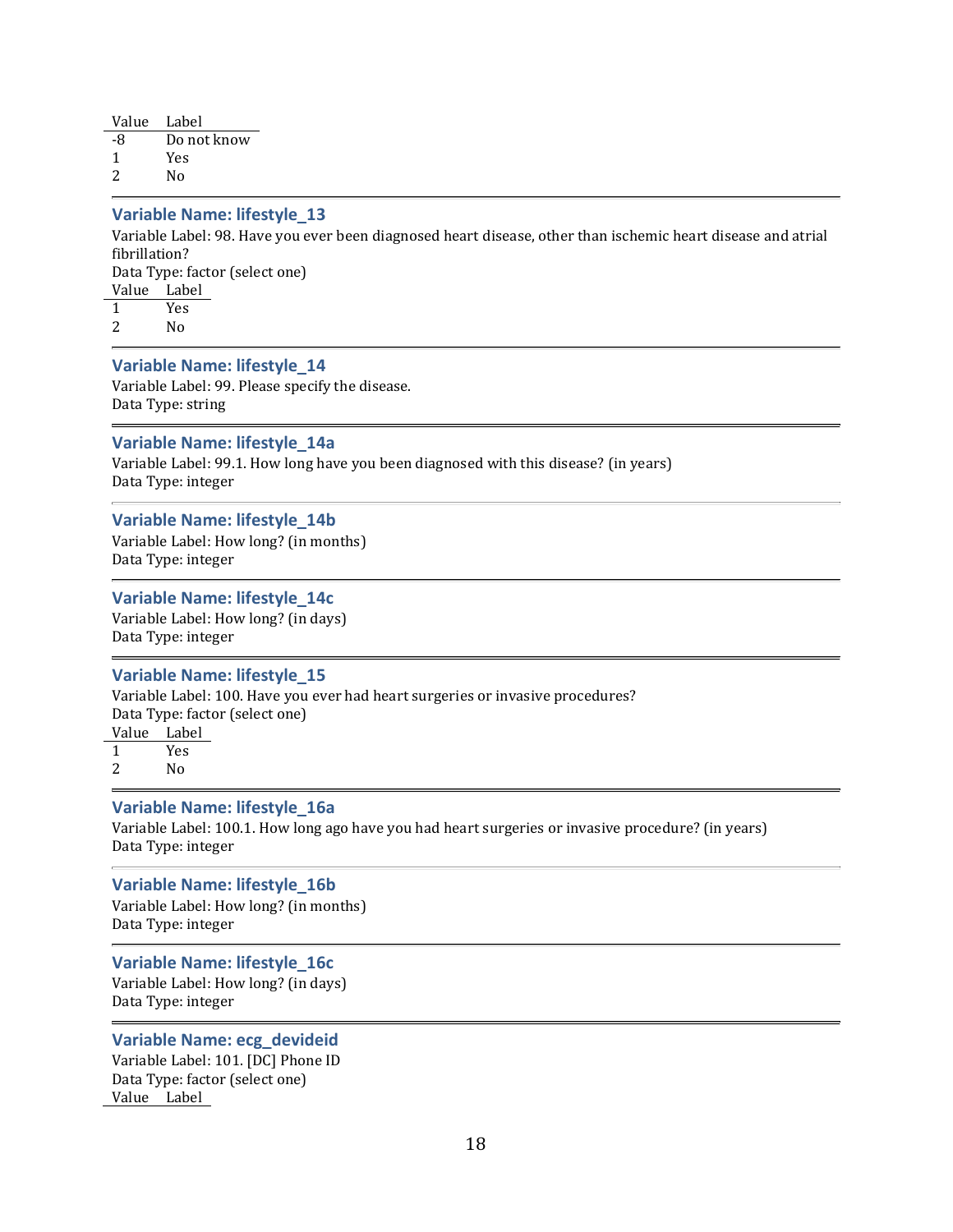| Value | Label |
|---|---|
| -8 | Do not know |
| 1 | Yes |
| 2 | No |

---

### Variable Name: lifestyle_13

Variable Label: 98. Have you ever been diagnosed heart disease, other than ischemic heart disease and atrial fibrillation?
Data Type: factor (select one)

| Value | Label |
|---|---|
| 1 | Yes |
| 2 | No |

---

### Variable Name: lifestyle_14

Variable Label: 99. Please specify the disease.
Data Type: string

---

### Variable Name: lifestyle_14a

Variable Label: 99.1. How long have you been diagnosed with this disease? (in years)
Data Type: integer

---

### Variable Name: lifestyle_14b

Variable Label: How long? (in months)
Data Type: integer

---

### Variable Name: lifestyle_14c

Variable Label: How long? (in days)
Data Type: integer

---

### Variable Name: lifestyle_15

Variable Label: 100. Have you ever had heart surgeries or invasive procedures?
Data Type: factor (select one)

| Value | Label |
|---|---|
| 1 | Yes |
| 2 | No |

---

### Variable Name: lifestyle_16a

Variable Label: 100.1. How long ago have you had heart surgeries or invasive procedure? (in years)
Data Type: integer

---

### Variable Name: lifestyle_16b

Variable Label: How long? (in months)
Data Type: integer

---

### Variable Name: lifestyle_16c

Variable Label: How long? (in days)
Data Type: integer

---

### Variable Name: ecg_devideid

Variable Label: 101. [DC] Phone ID
Data Type: factor (select one)

| Value | Label |
|---|---|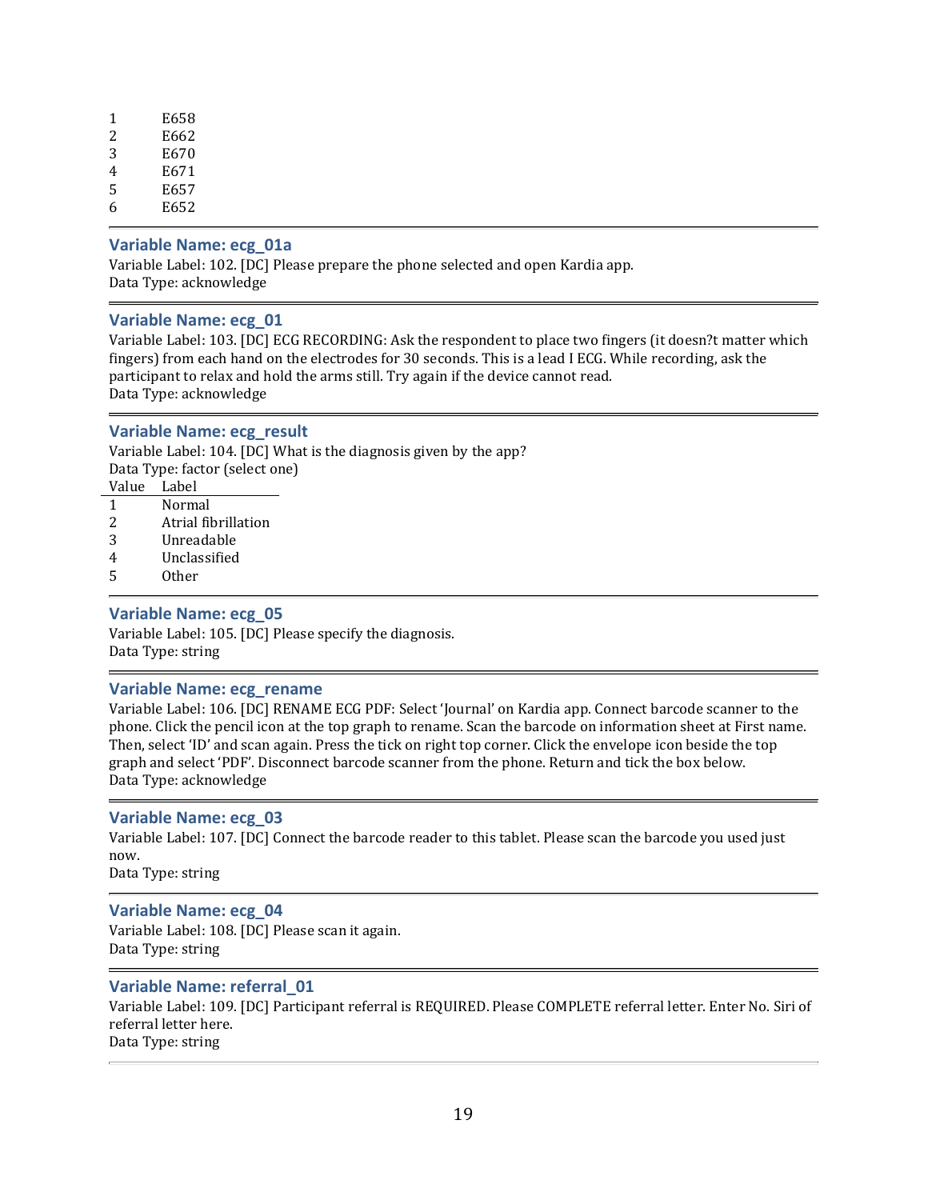| | |
|---|---|
| 1 | E658 |
| 2 | E662 |
| 3 | E670 |
| 4 | E671 |
| 5 | E657 |
| 6 | E652 |

---

### Variable Name: ecg_01a

Variable Label: 102. [DC] Please prepare the phone selected and open Kardia app.
Data Type: acknowledge

---

### Variable Name: ecg_01

Variable Label: 103. [DC] ECG RECORDING: Ask the respondent to place two fingers (it doesn?t matter which fingers) from each hand on the electrodes for 30 seconds. This is a lead I ECG. While recording, ask the participant to relax and hold the arms still. Try again if the device cannot read.
Data Type: acknowledge

---

### Variable Name: ecg_result

Variable Label: 104. [DC] What is the diagnosis given by the app?
Data Type: factor (select one)

| Value | Label |
|---|---|
| 1 | Normal |
| 2 | Atrial fibrillation |
| 3 | Unreadable |
| 4 | Unclassified |
| 5 | Other |

---

### Variable Name: ecg_05

Variable Label: 105. [DC] Please specify the diagnosis.
Data Type: string

---

### Variable Name: ecg_rename

Variable Label: 106. [DC] RENAME ECG PDF: Select 'Journal' on Kardia app. Connect barcode scanner to the phone. Click the pencil icon at the top graph to rename. Scan the barcode on information sheet at First name. Then, select 'ID' and scan again. Press the tick on right top corner. Click the envelope icon beside the top graph and select 'PDF'. Disconnect barcode scanner from the phone. Return and tick the box below.
Data Type: acknowledge

---

### Variable Name: ecg_03

Variable Label: 107. [DC] Connect the barcode reader to this tablet. Please scan the barcode you used just now.
Data Type: string

---

### Variable Name: ecg_04

Variable Label: 108. [DC] Please scan it again.
Data Type: string

---

### Variable Name: referral_01

Variable Label: 109. [DC] Participant referral is REQUIRED. Please COMPLETE referral letter. Enter No. Siri of referral letter here.
Data Type: string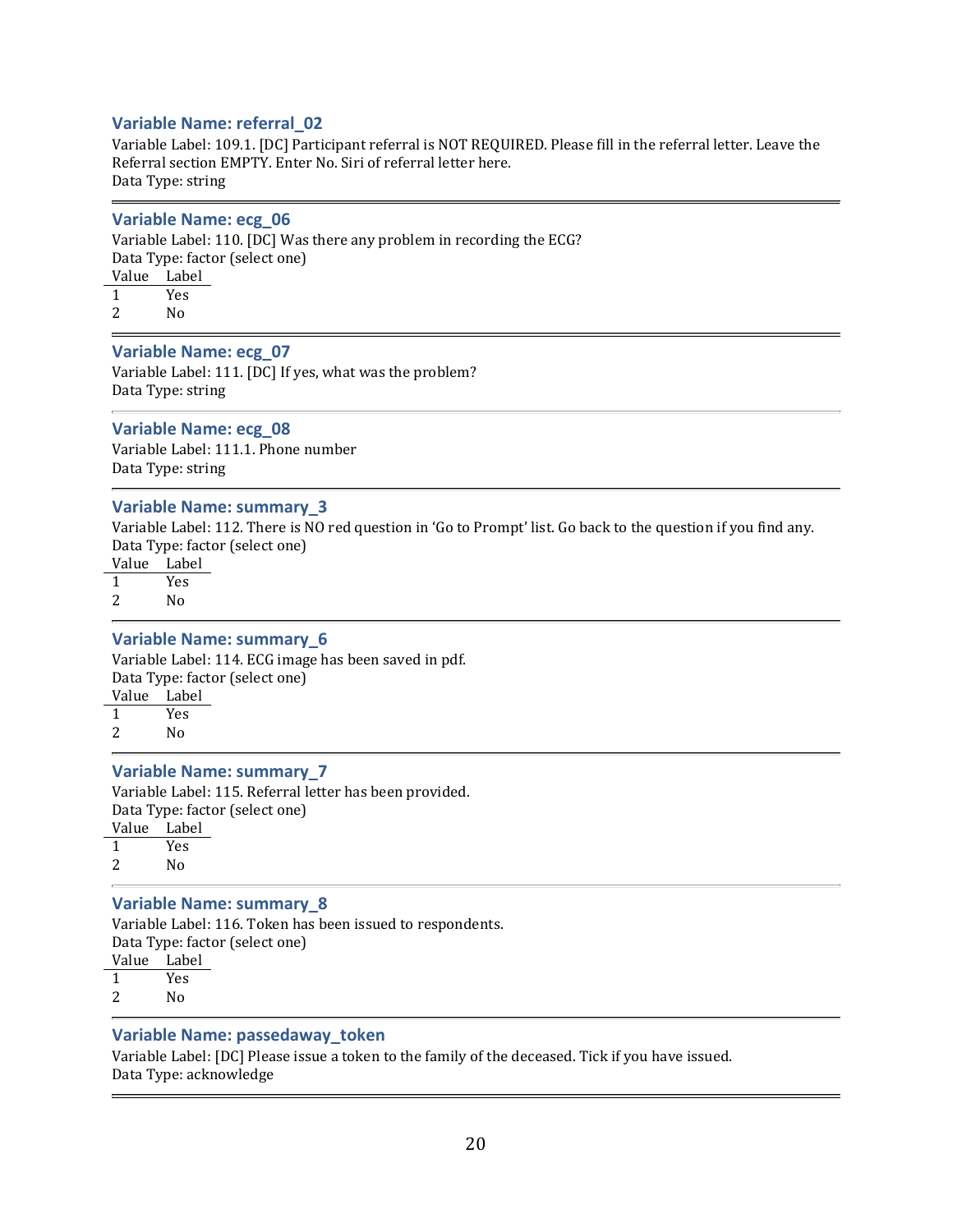### Variable Name: referral_02

Variable Label: 109.1. [DC] Participant referral is NOT REQUIRED. Please fill in the referral letter. Leave the Referral section EMPTY. Enter No. Siri of referral letter here.
Data Type: string

---

### Variable Name: ecg_06

Variable Label: 110. [DC] Was there any problem in recording the ECG?
Data Type: factor (select one)

| Value | Label |
|---|---|
| 1 | Yes |
| 2 | No |

---

### Variable Name: ecg_07

Variable Label: 111. [DC] If yes, what was the problem?
Data Type: string

---

### Variable Name: ecg_08

Variable Label: 111.1. Phone number
Data Type: string

---

### Variable Name: summary_3

Variable Label: 112. There is NO red question in 'Go to Prompt' list. Go back to the question if you find any.
Data Type: factor (select one)

| Value | Label |
|---|---|
| 1 | Yes |
| 2 | No |

---

### Variable Name: summary_6

Variable Label: 114. ECG image has been saved in pdf.
Data Type: factor (select one)

| Value | Label |
|---|---|
| 1 | Yes |
| 2 | No |

---

### Variable Name: summary_7

Variable Label: 115. Referral letter has been provided.
Data Type: factor (select one)

| Value | Label |
|---|---|
| 1 | Yes |
| 2 | No |

---

### Variable Name: summary_8

Variable Label: 116. Token has been issued to respondents.
Data Type: factor (select one)

| Value | Label |
|---|---|
| 1 | Yes |
| 2 | No |

---

### Variable Name: passedaway_token

Variable Label: [DC] Please issue a token to the family of the deceased. Tick if you have issued.
Data Type: acknowledge

---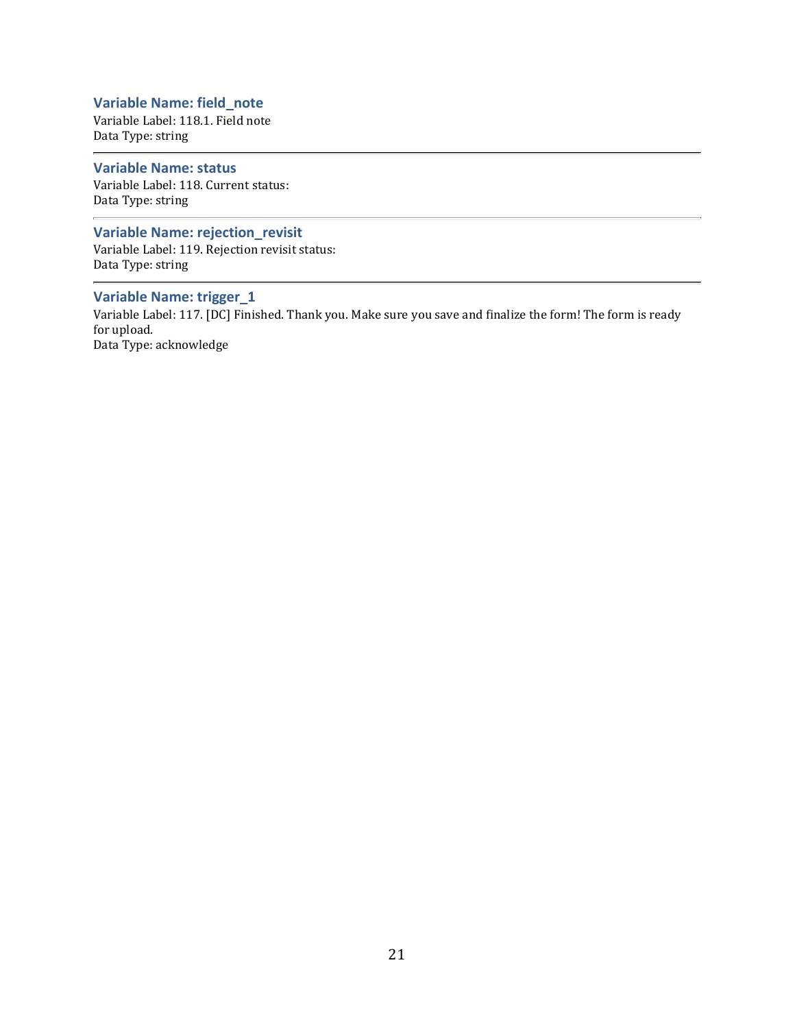### Variable Name: field_note
Variable Label: 118.1. Field note
Data Type: string

---

### Variable Name: status
Variable Label: 118. Current status:
Data Type: string

---

### Variable Name: rejection_revisit
Variable Label: 119. Rejection revisit status:
Data Type: string

---

### Variable Name: trigger_1
Variable Label: 117. [DC] Finished. Thank you. Make sure you save and finalize the form! The form is ready for upload.
Data Type: acknowledge